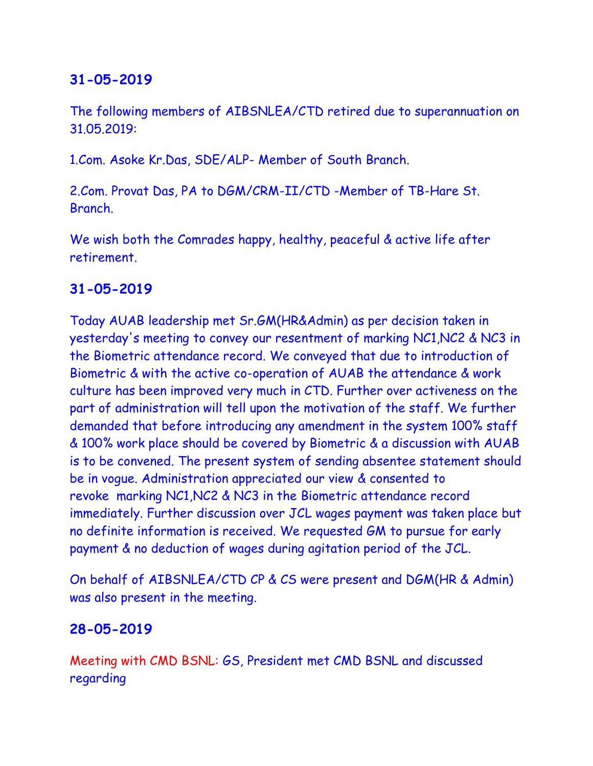### 31-05-2019

The following members of AIBSNLEA/CTD retired due to superannuation on 31.05.2019:

1.Com. Asoke Kr.Das, SDE/ALP- Member of South Branch.

2.Com. Provat Das, PA to DGM/CRM-II/CTD -Member of TB-Hare St. Branch.

We wish both the Comrades happy, healthy, peaceful & active life after retirement.

### 31-05-2019

Today AUAB leadership met Sr.GM(HR&Admin) as per decision taken in yesterday's meeting to convey our resentment of marking NC1,NC2 & NC3 in the Biometric attendance record. We conveyed that due to introduction of Biometric & with the active co-operation of AUAB the attendance & work culture has been improved very much in CTD. Further over activeness on the part of administration will tell upon the motivation of the staff. We further demanded that before introducing any amendment in the system 100% staff & 100% work place should be covered by Biometric & a discussion with AUAB is to be convened. The present system of sending absentee statement should be in vogue. Administration appreciated our view & consented to revoke marking NC1,NC2 & NC3 in the Biometric attendance record immediately. Further discussion over JCL wages payment was taken place but no definite information is received. We requested GM to pursue for early payment & no deduction of wages during agitation period of the JCL.

On behalf of AIBSNLEA/CTD CP & CS were present and DGM(HR & Admin) was also present in the meeting.

### 28-05-2019

Meeting with CMD BSNL: GS, President met CMD BSNL and discussed regarding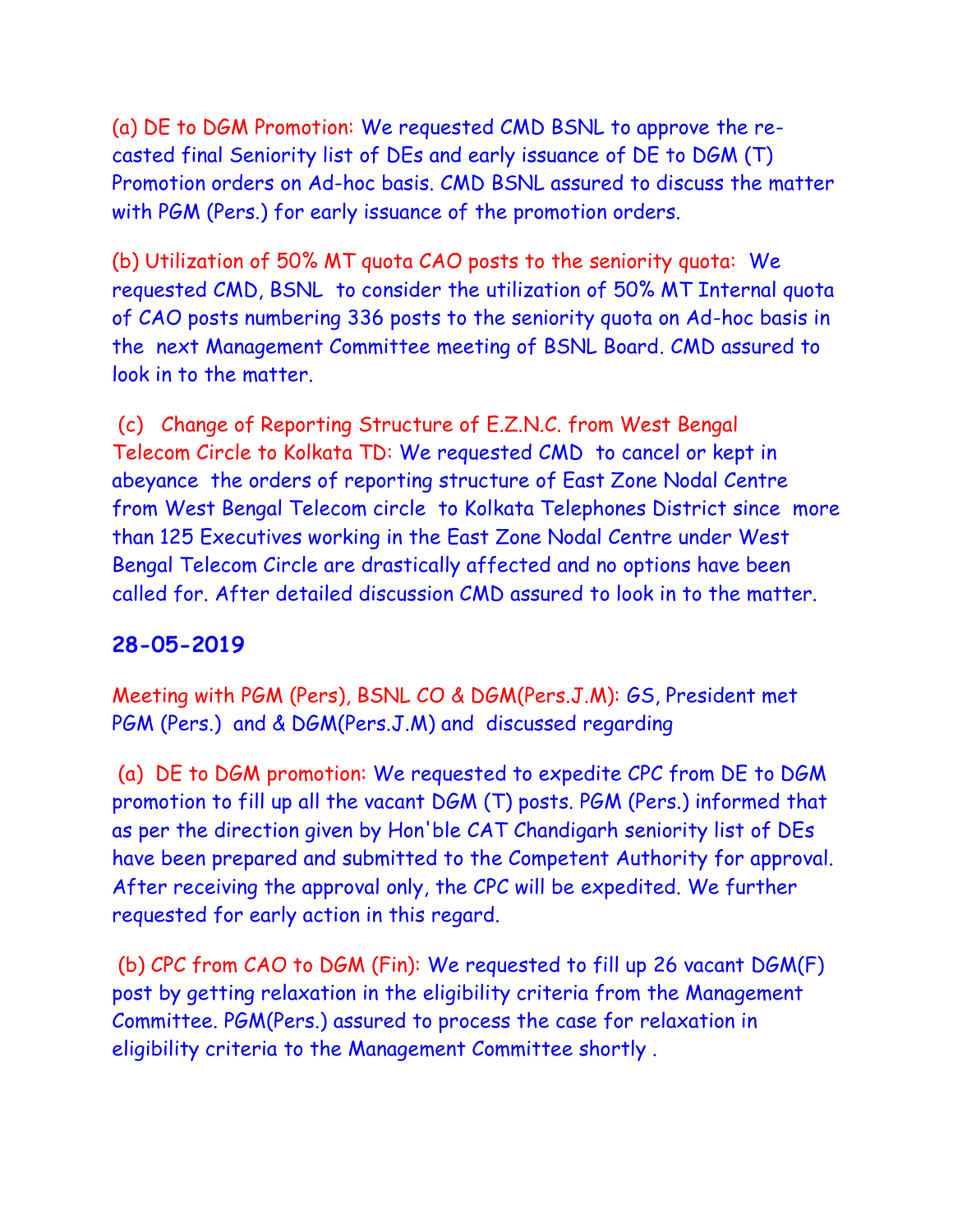(a) DE to DGM Promotion: We requested CMD BSNL to approve the re-casted final Seniority list of DEs and early issuance of DE to DGM (T) Promotion orders on Ad-hoc basis. CMD BSNL assured to discuss the matter with PGM (Pers.) for early issuance of the promotion orders.

(b) Utilization of 50% MT quota CAO posts to the seniority quota: We requested CMD, BSNL to consider the utilization of 50% MT Internal quota of CAO posts numbering 336 posts to the seniority quota on Ad-hoc basis in the next Management Committee meeting of BSNL Board. CMD assured to look in to the matter.

(c) Change of Reporting Structure of E.Z.N.C. from West Bengal Telecom Circle to Kolkata TD: We requested CMD to cancel or kept in abeyance the orders of reporting structure of East Zone Nodal Centre from West Bengal Telecom circle to Kolkata Telephones District since more than 125 Executives working in the East Zone Nodal Centre under West Bengal Telecom Circle are drastically affected and no options have been called for. After detailed discussion CMD assured to look in to the matter.

### 28-05-2019

Meeting with PGM (Pers), BSNL CO & DGM(Pers.J.M): GS, President met PGM (Pers.) and & DGM(Pers.J.M) and discussed regarding

(a) DE to DGM promotion: We requested to expedite CPC from DE to DGM promotion to fill up all the vacant DGM (T) posts. PGM (Pers.) informed that as per the direction given by Hon'ble CAT Chandigarh seniority list of DEs have been prepared and submitted to the Competent Authority for approval. After receiving the approval only, the CPC will be expedited. We further requested for early action in this regard.

(b) CPC from CAO to DGM (Fin): We requested to fill up 26 vacant DGM(F) post by getting relaxation in the eligibility criteria from the Management Committee. PGM(Pers.) assured to process the case for relaxation in eligibility criteria to the Management Committee shortly .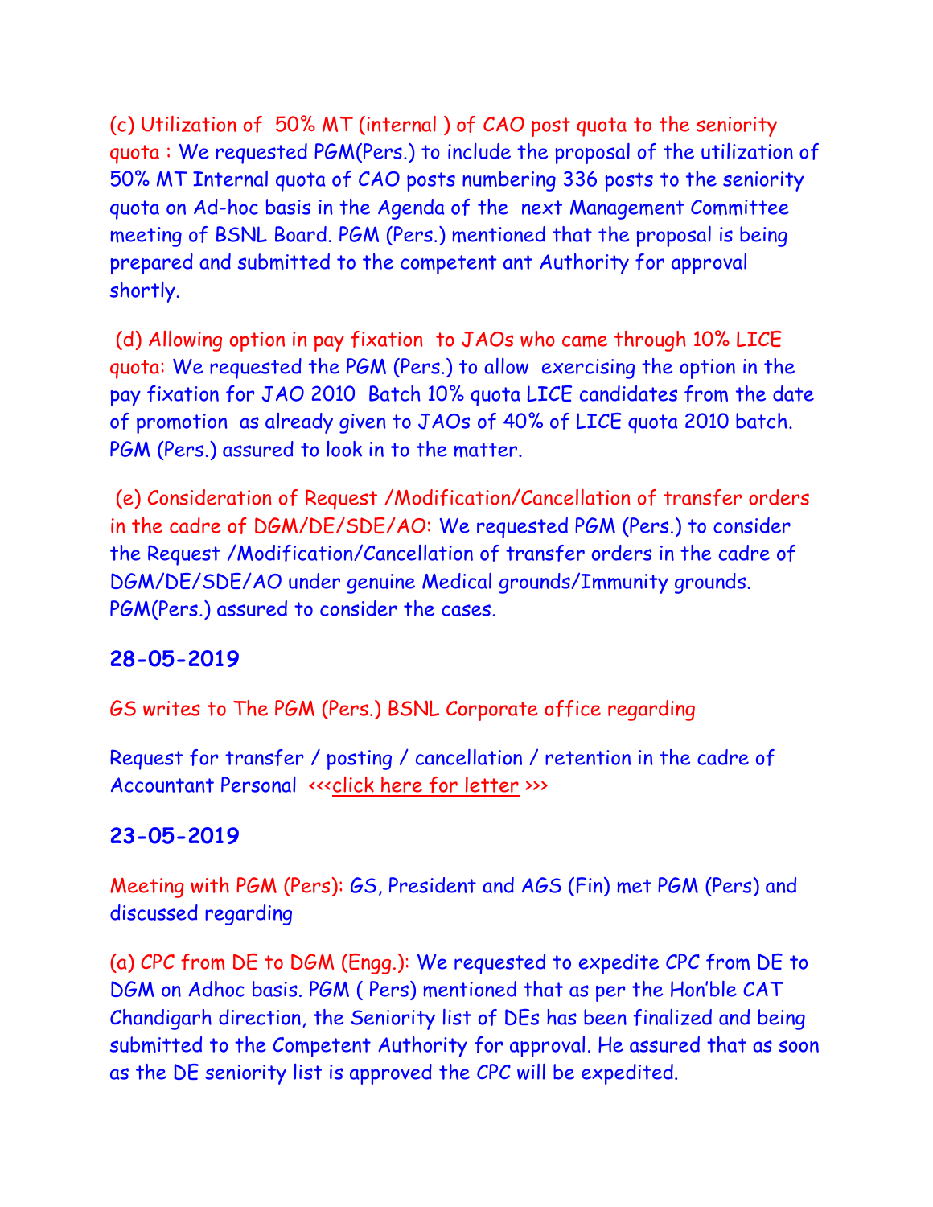(c) Utilization of 50% MT (internal ) of CAO post quota to the seniority quota : We requested PGM(Pers.) to include the proposal of the utilization of 50% MT Internal quota of CAO posts numbering 336 posts to the seniority quota on Ad-hoc basis in the Agenda of the next Management Committee meeting of BSNL Board. PGM (Pers.) mentioned that the proposal is being prepared and submitted to the competent ant Authority for approval shortly.

(d) Allowing option in pay fixation to JAOs who came through 10% LICE quota: We requested the PGM (Pers.) to allow exercising the option in the pay fixation for JAO 2010 Batch 10% quota LICE candidates from the date of promotion as already given to JAOs of 40% of LICE quota 2010 batch. PGM (Pers.) assured to look in to the matter.

(e) Consideration of Request /Modification/Cancellation of transfer orders in the cadre of DGM/DE/SDE/AO: We requested PGM (Pers.) to consider the Request /Modification/Cancellation of transfer orders in the cadre of DGM/DE/SDE/AO under genuine Medical grounds/Immunity grounds. PGM(Pers.) assured to consider the cases.

## 28-05-2019

GS writes to The PGM (Pers.) BSNL Corporate office regarding

Request for transfer / posting / cancellation / retention in the cadre of Accountant Personal <<<click here for letter >>>

## 23-05-2019

Meeting with PGM (Pers): GS, President and AGS (Fin) met PGM (Pers) and discussed regarding

(a) CPC from DE to DGM (Engg.): We requested to expedite CPC from DE to DGM on Adhoc basis. PGM ( Pers) mentioned that as per the Hon'ble CAT Chandigarh direction, the Seniority list of DEs has been finalized and being submitted to the Competent Authority for approval. He assured that as soon as the DE seniority list is approved the CPC will be expedited.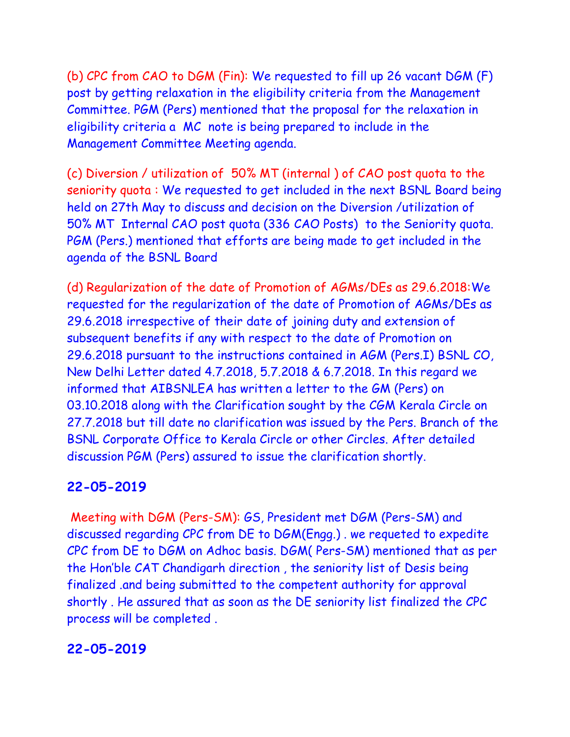(b) CPC from CAO to DGM (Fin): We requested to fill up 26 vacant DGM (F) post by getting relaxation in the eligibility criteria from the Management Committee. PGM (Pers) mentioned that the proposal for the relaxation in eligibility criteria a MC note is being prepared to include in the Management Committee Meeting agenda.

(c) Diversion / utilization of 50% MT (internal ) of CAO post quota to the seniority quota : We requested to get included in the next BSNL Board being held on 27th May to discuss and decision on the Diversion /utilization of 50% MT Internal CAO post quota (336 CAO Posts) to the Seniority quota. PGM (Pers.) mentioned that efforts are being made to get included in the agenda of the BSNL Board

(d) Regularization of the date of Promotion of AGMs/DEs as 29.6.2018:We requested for the regularization of the date of Promotion of AGMs/DEs as 29.6.2018 irrespective of their date of joining duty and extension of subsequent benefits if any with respect to the date of Promotion on 29.6.2018 pursuant to the instructions contained in AGM (Pers.I) BSNL CO, New Delhi Letter dated 4.7.2018, 5.7.2018 & 6.7.2018. In this regard we informed that AIBSNLEA has written a letter to the GM (Pers) on 03.10.2018 along with the Clarification sought by the CGM Kerala Circle on 27.7.2018 but till date no clarification was issued by the Pers. Branch of the BSNL Corporate Office to Kerala Circle or other Circles. After detailed discussion PGM (Pers) assured to issue the clarification shortly.

## 22-05-2019

Meeting with DGM (Pers-SM): GS, President met DGM (Pers-SM) and discussed regarding CPC from DE to DGM(Engg.) . we requeted to expedite CPC from DE to DGM on Adhoc basis. DGM( Pers-SM) mentioned that as per the Hon'ble CAT Chandigarh direction , the seniority list of Desis being finalized .and being submitted to the competent authority for approval shortly . He assured that as soon as the DE seniority list finalized the CPC process will be completed .

## 22-05-2019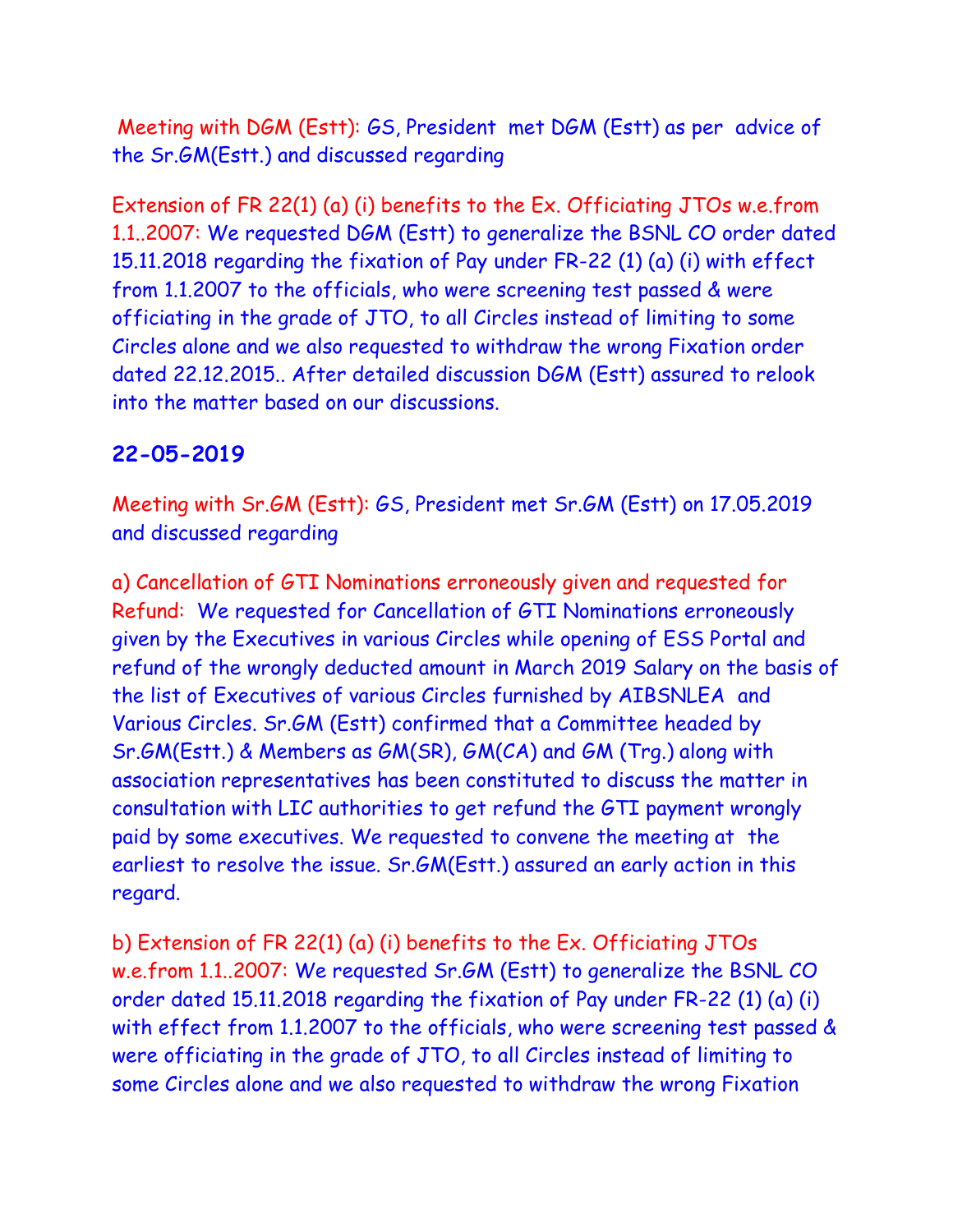Meeting with DGM (Estt): GS, President met DGM (Estt) as per advice of the Sr.GM(Estt.) and discussed regarding

Extension of FR 22(1) (a) (i) benefits to the Ex. Officiating JTOs w.e.from 1.1..2007: We requested DGM (Estt) to generalize the BSNL CO order dated 15.11.2018 regarding the fixation of Pay under FR-22 (1) (a) (i) with effect from 1.1.2007 to the officials, who were screening test passed & were officiating in the grade of JTO, to all Circles instead of limiting to some Circles alone and we also requested to withdraw the wrong Fixation order dated 22.12.2015.. After detailed discussion DGM (Estt) assured to relook into the matter based on our discussions.

### 22-05-2019

Meeting with Sr.GM (Estt): GS, President met Sr.GM (Estt) on 17.05.2019 and discussed regarding

a) Cancellation of GTI Nominations erroneously given and requested for Refund: We requested for Cancellation of GTI Nominations erroneously given by the Executives in various Circles while opening of ESS Portal and refund of the wrongly deducted amount in March 2019 Salary on the basis of the list of Executives of various Circles furnished by AIBSNLEA and Various Circles. Sr.GM (Estt) confirmed that a Committee headed by Sr.GM(Estt.) & Members as GM(SR), GM(CA) and GM (Trg.) along with association representatives has been constituted to discuss the matter in consultation with LIC authorities to get refund the GTI payment wrongly paid by some executives. We requested to convene the meeting at the earliest to resolve the issue. Sr.GM(Estt.) assured an early action in this regard.

b) Extension of FR 22(1) (a) (i) benefits to the Ex. Officiating JTOs w.e.from 1.1..2007: We requested Sr.GM (Estt) to generalize the BSNL CO order dated 15.11.2018 regarding the fixation of Pay under FR-22 (1) (a) (i) with effect from 1.1.2007 to the officials, who were screening test passed & were officiating in the grade of JTO, to all Circles instead of limiting to some Circles alone and we also requested to withdraw the wrong Fixation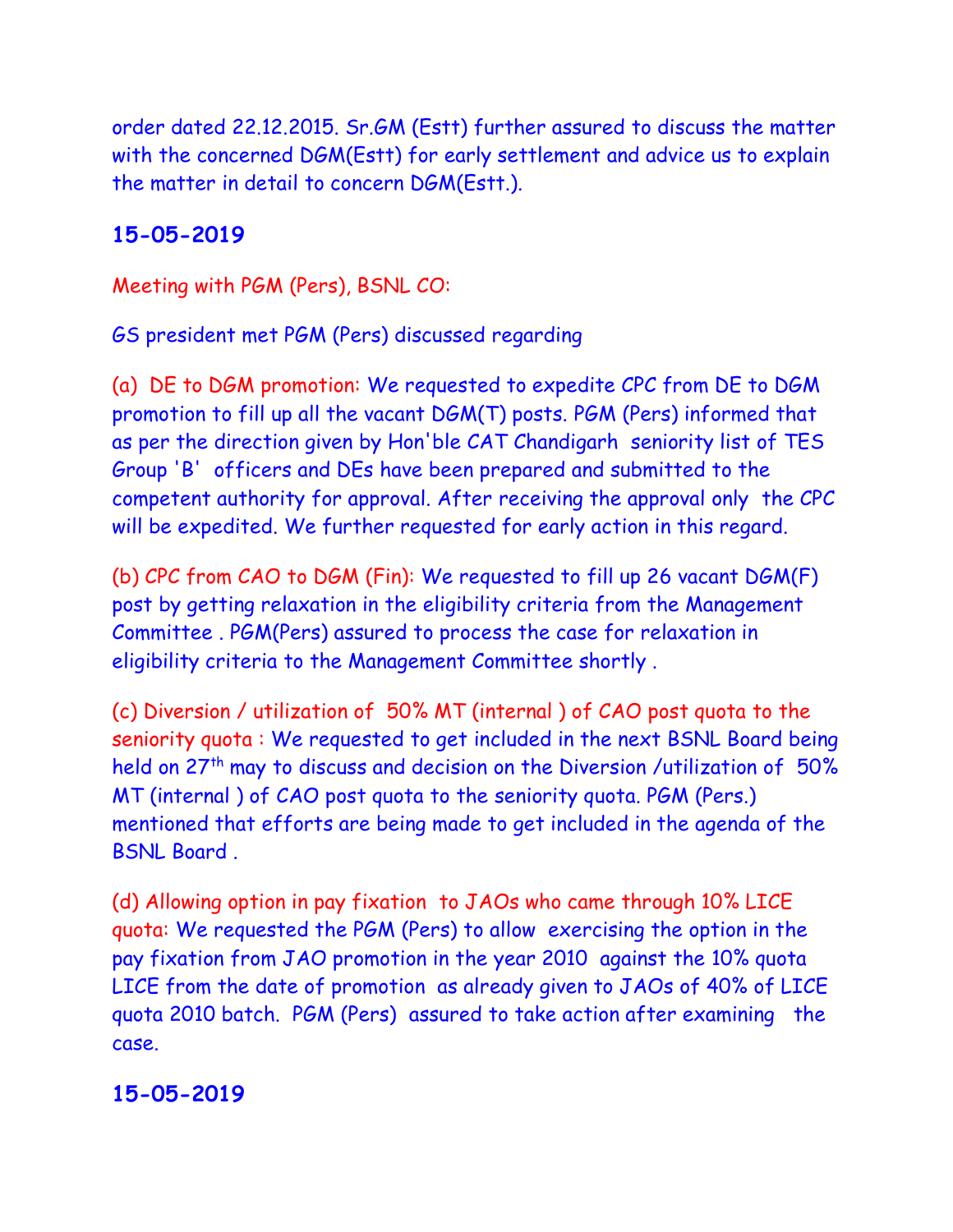order dated 22.12.2015. Sr.GM (Estt) further assured to discuss the matter with the concerned DGM(Estt) for early settlement and advice us to explain the matter in detail to concern DGM(Estt.).

## 15-05-2019

Meeting with PGM (Pers), BSNL CO:

GS president met PGM (Pers) discussed regarding

(a) DE to DGM promotion: We requested to expedite CPC from DE to DGM promotion to fill up all the vacant DGM(T) posts. PGM (Pers) informed that as per the direction given by Hon'ble CAT Chandigarh seniority list of TES Group 'B' officers and DEs have been prepared and submitted to the competent authority for approval. After receiving the approval only the CPC will be expedited. We further requested for early action in this regard.

(b) CPC from CAO to DGM (Fin): We requested to fill up 26 vacant DGM(F) post by getting relaxation in the eligibility criteria from the Management Committee . PGM(Pers) assured to process the case for relaxation in eligibility criteria to the Management Committee shortly .

(c) Diversion / utilization of 50% MT (internal ) of CAO post quota to the seniority quota : We requested to get included in the next BSNL Board being held on 27th may to discuss and decision on the Diversion /utilization of 50% MT (internal ) of CAO post quota to the seniority quota. PGM (Pers.) mentioned that efforts are being made to get included in the agenda of the BSNL Board .

(d) Allowing option in pay fixation to JAOs who came through 10% LICE quota: We requested the PGM (Pers) to allow exercising the option in the pay fixation from JAO promotion in the year 2010 against the 10% quota LICE from the date of promotion as already given to JAOs of 40% of LICE quota 2010 batch. PGM (Pers) assured to take action after examining the case.

## 15-05-2019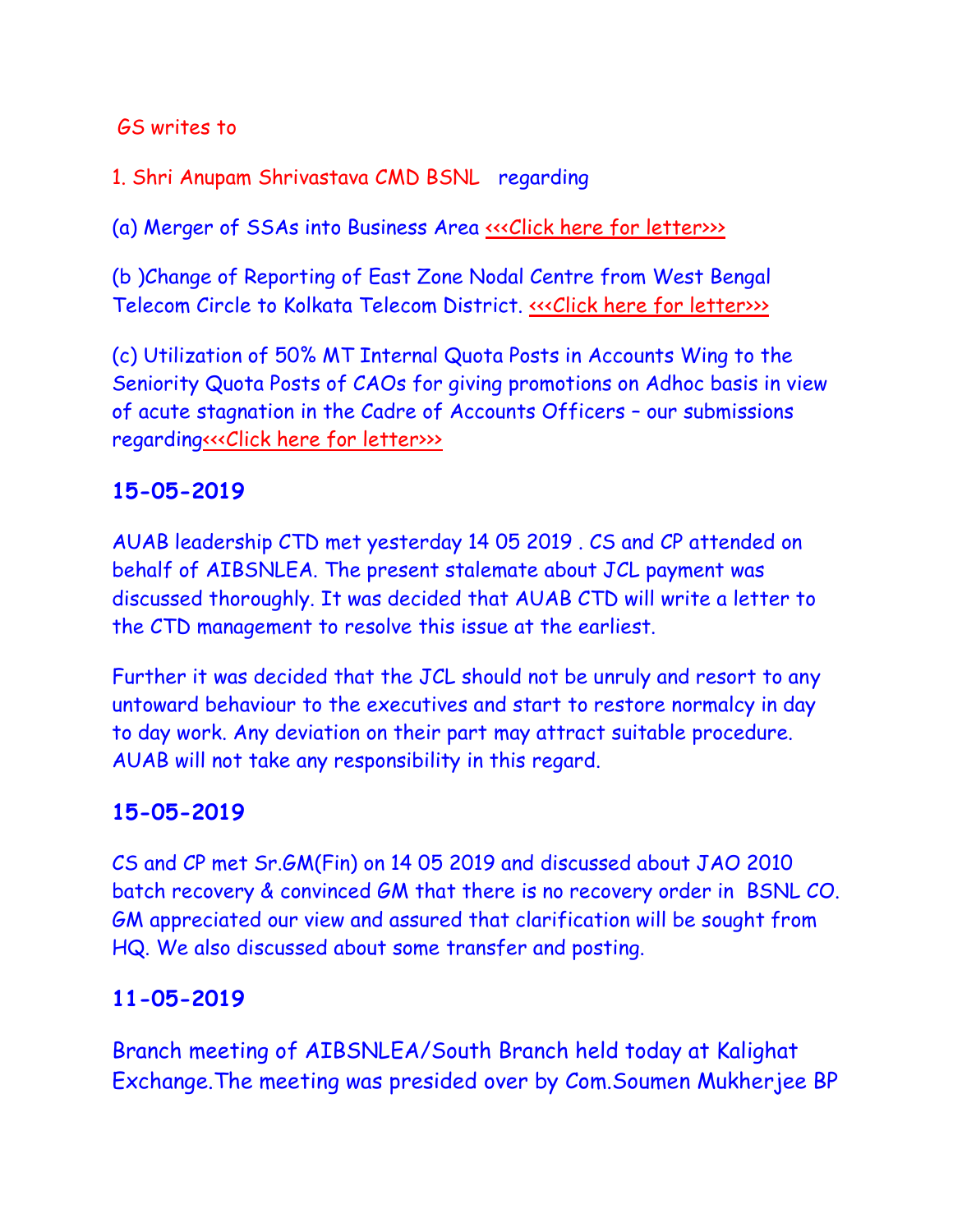GS writes to

1. Shri Anupam Shrivastava CMD BSNL regarding

(a) Merger of SSAs into Business Area <<<Click here for letter>>>

(b )Change of Reporting of East Zone Nodal Centre from West Bengal Telecom Circle to Kolkata Telecom District. <<<Click here for letter>>>

(c) Utilization of 50% MT Internal Quota Posts in Accounts Wing to the Seniority Quota Posts of CAOs for giving promotions on Adhoc basis in view of acute stagnation in the Cadre of Accounts Officers – our submissions regarding<<<Click here for letter>>>

## 15-05-2019

AUAB leadership CTD met yesterday 14 05 2019 . CS and CP attended on behalf of AIBSNLEA. The present stalemate about JCL payment was discussed thoroughly. It was decided that AUAB CTD will write a letter to the CTD management to resolve this issue at the earliest.

Further it was decided that the JCL should not be unruly and resort to any untoward behaviour to the executives and start to restore normalcy in day to day work. Any deviation on their part may attract suitable procedure. AUAB will not take any responsibility in this regard.

## 15-05-2019

CS and CP met Sr.GM(Fin) on 14 05 2019 and discussed about JAO 2010 batch recovery & convinced GM that there is no recovery order in BSNL CO. GM appreciated our view and assured that clarification will be sought from HQ. We also discussed about some transfer and posting.

## 11-05-2019

Branch meeting of AIBSNLEA/South Branch held today at Kalighat Exchange.The meeting was presided over by Com.Soumen Mukherjee BP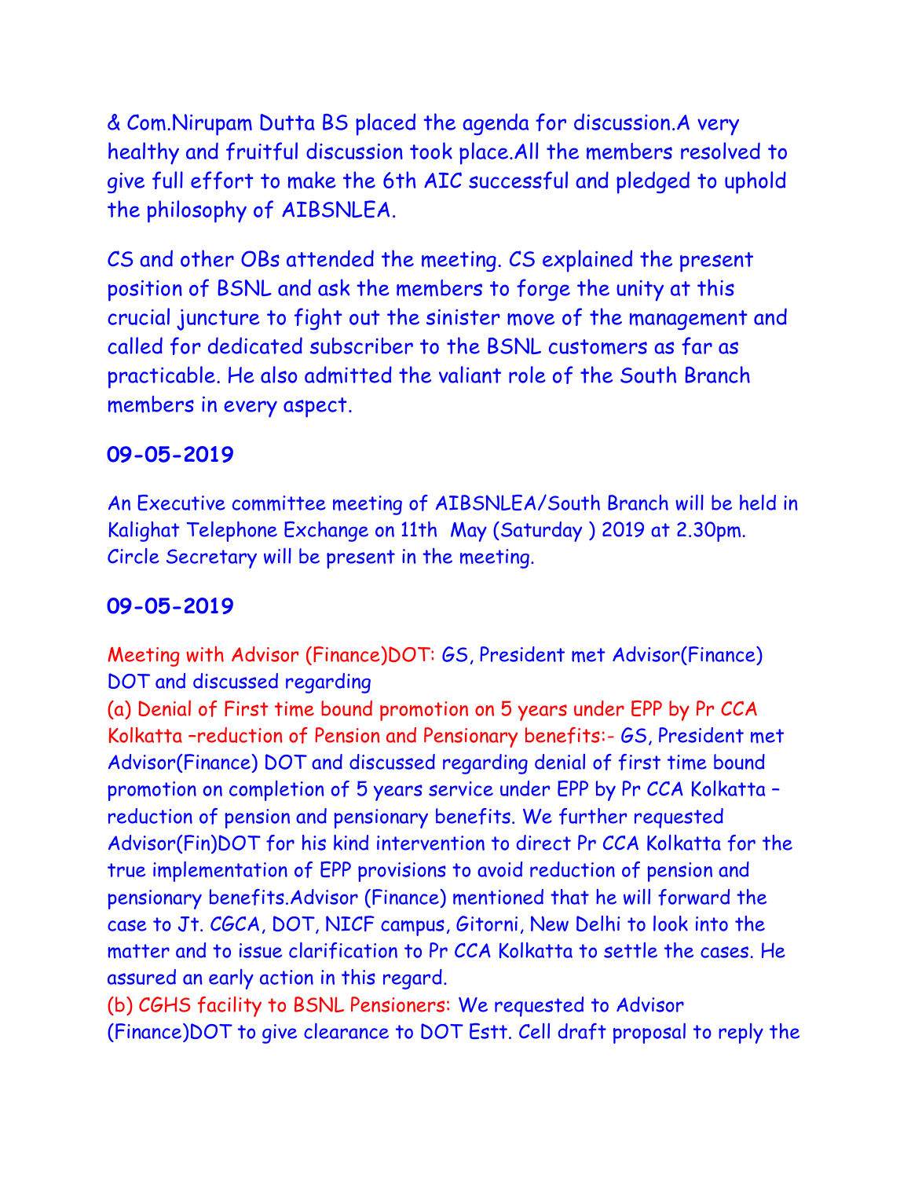& Com.Nirupam Dutta BS placed the agenda for discussion.A very healthy and fruitful discussion took place.All the members resolved to give full effort to make the 6th AIC successful and pledged to uphold the philosophy of AIBSNLEA.

CS and other OBs attended the meeting. CS explained the present position of BSNL and ask the members to forge the unity at this crucial juncture to fight out the sinister move of the management and called for dedicated subscriber to the BSNL customers as far as practicable. He also admitted the valiant role of the South Branch members in every aspect.

**09-05-2019**

An Executive committee meeting of AIBSNLEA/South Branch will be held in Kalighat Telephone Exchange on 11th May (Saturday ) 2019 at 2.30pm. Circle Secretary will be present in the meeting.

**09-05-2019**

Meeting with Advisor (Finance)DOT: GS, President met Advisor(Finance) DOT and discussed regarding

(a) Denial of First time bound promotion on 5 years under EPP by Pr CCA Kolkatta –reduction of Pension and Pensionary benefits:- GS, President met Advisor(Finance) DOT and discussed regarding denial of first time bound promotion on completion of 5 years service under EPP by Pr CCA Kolkatta – reduction of pension and pensionary benefits. We further requested Advisor(Fin)DOT for his kind intervention to direct Pr CCA Kolkatta for the true implementation of EPP provisions to avoid reduction of pension and pensionary benefits.Advisor (Finance) mentioned that he will forward the case to Jt. CGCA, DOT, NICF campus, Gitorni, New Delhi to look into the matter and to issue clarification to Pr CCA Kolkatta to settle the cases. He assured an early action in this regard.

(b) CGHS facility to BSNL Pensioners: We requested to Advisor (Finance)DOT to give clearance to DOT Estt. Cell draft proposal to reply the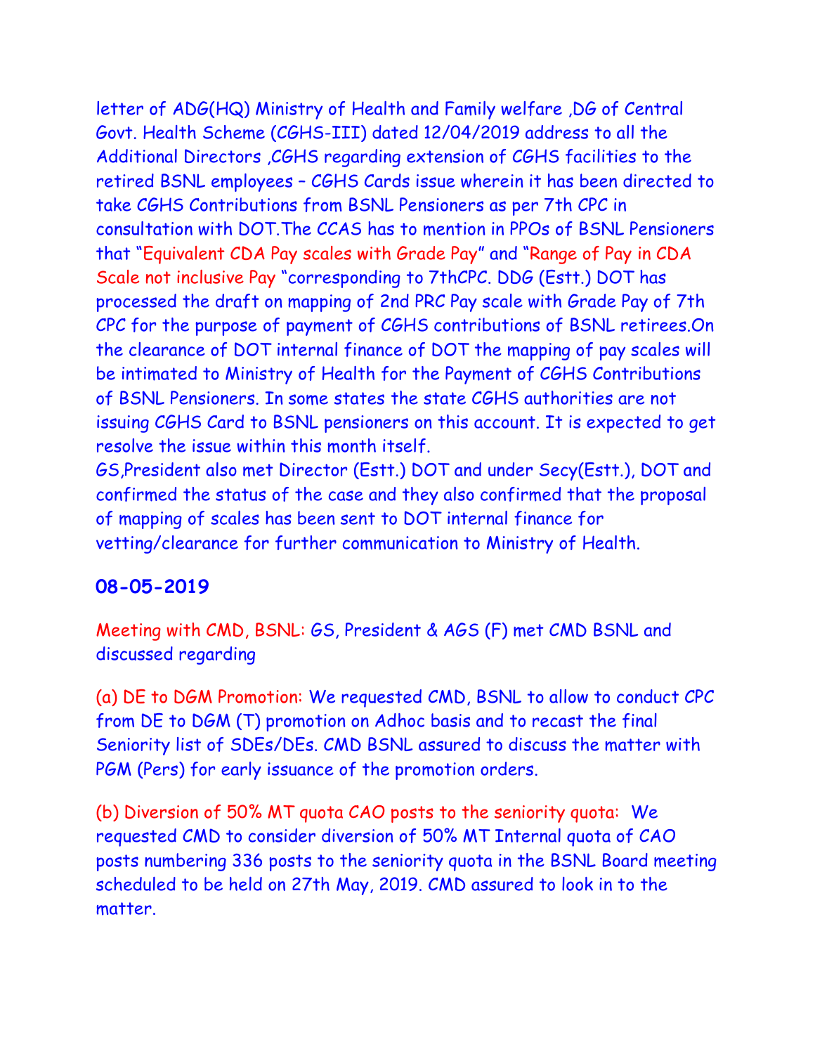letter of ADG(HQ) Ministry of Health and Family welfare ,DG of Central Govt. Health Scheme (CGHS-III) dated 12/04/2019 address to all the Additional Directors ,CGHS regarding extension of CGHS facilities to the retired BSNL employees – CGHS Cards issue wherein it has been directed to take CGHS Contributions from BSNL Pensioners as per 7th CPC in consultation with DOT.The CCAS has to mention in PPOs of BSNL Pensioners that "Equivalent CDA Pay scales with Grade Pay" and "Range of Pay in CDA Scale not inclusive Pay "corresponding to 7thCPC. DDG (Estt.) DOT has processed the draft on mapping of 2nd PRC Pay scale with Grade Pay of 7th CPC for the purpose of payment of CGHS contributions of BSNL retirees.On the clearance of DOT internal finance of DOT the mapping of pay scales will be intimated to Ministry of Health for the Payment of CGHS Contributions of BSNL Pensioners. In some states the state CGHS authorities are not issuing CGHS Card to BSNL pensioners on this account. It is expected to get resolve the issue within this month itself.

GS,President also met Director (Estt.) DOT and under Secy(Estt.), DOT and confirmed the status of the case and they also confirmed that the proposal of mapping of scales has been sent to DOT internal finance for vetting/clearance for further communication to Ministry of Health.

### 08-05-2019

Meeting with CMD, BSNL: GS, President & AGS (F) met CMD BSNL and discussed regarding

(a) DE to DGM Promotion: We requested CMD, BSNL to allow to conduct CPC from DE to DGM (T) promotion on Adhoc basis and to recast the final Seniority list of SDEs/DEs. CMD BSNL assured to discuss the matter with PGM (Pers) for early issuance of the promotion orders.

(b) Diversion of 50% MT quota CAO posts to the seniority quota: We requested CMD to consider diversion of 50% MT Internal quota of CAO posts numbering 336 posts to the seniority quota in the BSNL Board meeting scheduled to be held on 27th May, 2019. CMD assured to look in to the matter.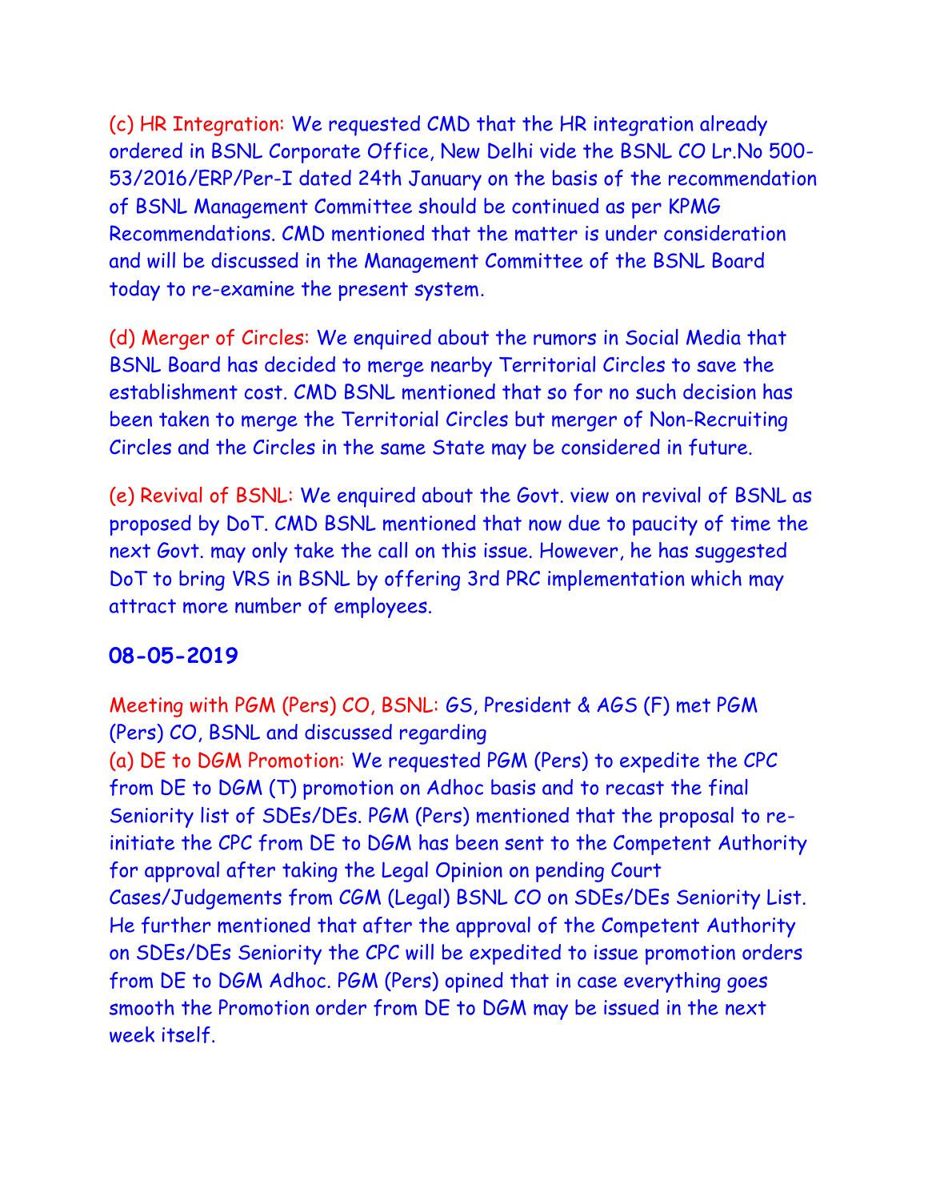(c) HR Integration: We requested CMD that the HR integration already ordered in BSNL Corporate Office, New Delhi vide the BSNL CO Lr.No 500-53/2016/ERP/Per-I dated 24th January on the basis of the recommendation of BSNL Management Committee should be continued as per KPMG Recommendations. CMD mentioned that the matter is under consideration and will be discussed in the Management Committee of the BSNL Board today to re-examine the present system.

(d) Merger of Circles: We enquired about the rumors in Social Media that BSNL Board has decided to merge nearby Territorial Circles to save the establishment cost. CMD BSNL mentioned that so for no such decision has been taken to merge the Territorial Circles but merger of Non-Recruiting Circles and the Circles in the same State may be considered in future.

(e) Revival of BSNL: We enquired about the Govt. view on revival of BSNL as proposed by DoT. CMD BSNL mentioned that now due to paucity of time the next Govt. may only take the call on this issue. However, he has suggested DoT to bring VRS in BSNL by offering 3rd PRC implementation which may attract more number of employees.

## 08-05-2019

Meeting with PGM (Pers) CO, BSNL: GS, President & AGS (F) met PGM (Pers) CO, BSNL and discussed regarding

(a) DE to DGM Promotion: We requested PGM (Pers) to expedite the CPC from DE to DGM (T) promotion on Adhoc basis and to recast the final Seniority list of SDEs/DEs. PGM (Pers) mentioned that the proposal to re-initiate the CPC from DE to DGM has been sent to the Competent Authority for approval after taking the Legal Opinion on pending Court Cases/Judgements from CGM (Legal) BSNL CO on SDEs/DEs Seniority List. He further mentioned that after the approval of the Competent Authority on SDEs/DEs Seniority the CPC will be expedited to issue promotion orders from DE to DGM Adhoc. PGM (Pers) opined that in case everything goes smooth the Promotion order from DE to DGM may be issued in the next week itself.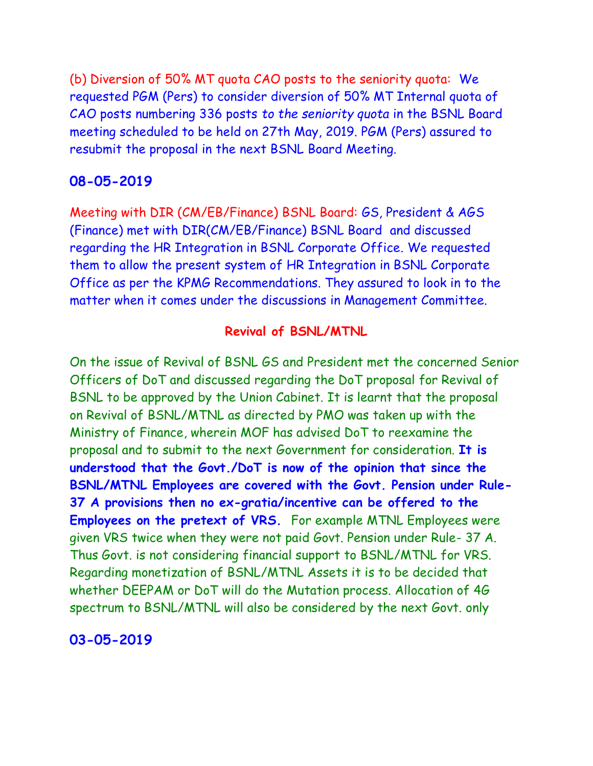(b) Diversion of 50% MT quota CAO posts to the seniority quota: We requested PGM (Pers) to consider diversion of 50% MT Internal quota of CAO posts numbering 336 posts *to the seniority quota* in the BSNL Board meeting scheduled to be held on 27th May, 2019. PGM (Pers) assured to resubmit the proposal in the next BSNL Board Meeting.

## 08-05-2019

Meeting with DIR (CM/EB/Finance) BSNL Board: GS, President & AGS (Finance) met with DIR(CM/EB/Finance) BSNL Board and discussed regarding the HR Integration in BSNL Corporate Office. We requested them to allow the present system of HR Integration in BSNL Corporate Office as per the KPMG Recommendations. They assured to look in to the matter when it comes under the discussions in Management Committee.

**Revival of BSNL/MTNL**

On the issue of Revival of BSNL GS and President met the concerned Senior Officers of DoT and discussed regarding the DoT proposal for Revival of BSNL to be approved by the Union Cabinet. It is learnt that the proposal on Revival of BSNL/MTNL as directed by PMO was taken up with the Ministry of Finance, wherein MOF has advised DoT to reexamine the proposal and to submit to the next Government for consideration. **It is understood that the Govt./DoT is now of the opinion that since the BSNL/MTNL Employees are covered with the Govt. Pension under Rule-37 A provisions then no ex-gratia/incentive can be offered to the Employees on the pretext of VRS.** For example MTNL Employees were given VRS twice when they were not paid Govt. Pension under Rule- 37 A. Thus Govt. is not considering financial support to BSNL/MTNL for VRS. Regarding monetization of BSNL/MTNL Assets it is to be decided that whether DEEPAM or DoT will do the Mutation process. Allocation of 4G spectrum to BSNL/MTNL will also be considered by the next Govt. only

## 03-05-2019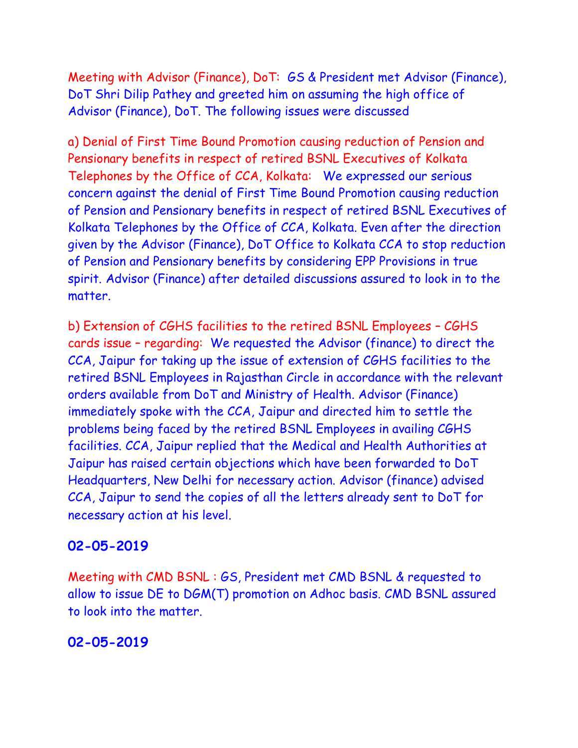Meeting with Advisor (Finance), DoT: GS & President met Advisor (Finance), DoT Shri Dilip Pathey and greeted him on assuming the high office of Advisor (Finance), DoT. The following issues were discussed

a) Denial of First Time Bound Promotion causing reduction of Pension and Pensionary benefits in respect of retired BSNL Executives of Kolkata Telephones by the Office of CCA, Kolkata: We expressed our serious concern against the denial of First Time Bound Promotion causing reduction of Pension and Pensionary benefits in respect of retired BSNL Executives of Kolkata Telephones by the Office of CCA, Kolkata. Even after the direction given by the Advisor (Finance), DoT Office to Kolkata CCA to stop reduction of Pension and Pensionary benefits by considering EPP Provisions in true spirit. Advisor (Finance) after detailed discussions assured to look in to the matter.

b) Extension of CGHS facilities to the retired BSNL Employees – CGHS cards issue – regarding: We requested the Advisor (finance) to direct the CCA, Jaipur for taking up the issue of extension of CGHS facilities to the retired BSNL Employees in Rajasthan Circle in accordance with the relevant orders available from DoT and Ministry of Health. Advisor (Finance) immediately spoke with the CCA, Jaipur and directed him to settle the problems being faced by the retired BSNL Employees in availing CGHS facilities. CCA, Jaipur replied that the Medical and Health Authorities at Jaipur has raised certain objections which have been forwarded to DoT Headquarters, New Delhi for necessary action. Advisor (finance) advised CCA, Jaipur to send the copies of all the letters already sent to DoT for necessary action at his level.

**02-05-2019**

Meeting with CMD BSNL : GS, President met CMD BSNL & requested to allow to issue DE to DGM(T) promotion on Adhoc basis. CMD BSNL assured to look into the matter.

**02-05-2019**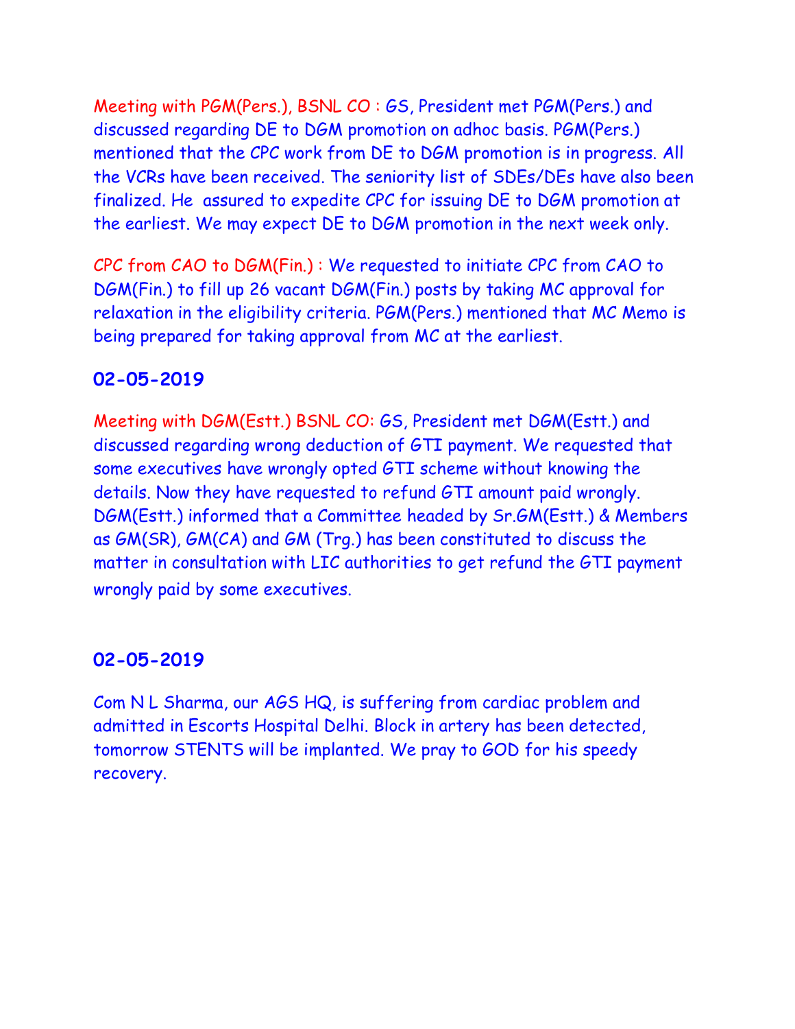Meeting with PGM(Pers.), BSNL CO : GS, President met PGM(Pers.) and discussed regarding DE to DGM promotion on adhoc basis. PGM(Pers.) mentioned that the CPC work from DE to DGM promotion is in progress. All the VCRs have been received. The seniority list of SDEs/DEs have also been finalized. He assured to expedite CPC for issuing DE to DGM promotion at the earliest. We may expect DE to DGM promotion in the next week only.

CPC from CAO to DGM(Fin.) : We requested to initiate CPC from CAO to DGM(Fin.) to fill up 26 vacant DGM(Fin.) posts by taking MC approval for relaxation in the eligibility criteria. PGM(Pers.) mentioned that MC Memo is being prepared for taking approval from MC at the earliest.

**02-05-2019**

Meeting with DGM(Estt.) BSNL CO: GS, President met DGM(Estt.) and discussed regarding wrong deduction of GTI payment. We requested that some executives have wrongly opted GTI scheme without knowing the details. Now they have requested to refund GTI amount paid wrongly. DGM(Estt.) informed that a Committee headed by Sr.GM(Estt.) & Members as GM(SR), GM(CA) and GM (Trg.) has been constituted to discuss the matter in consultation with LIC authorities to get refund the GTI payment wrongly paid by some executives.

**02-05-2019**

Com N L Sharma, our AGS HQ, is suffering from cardiac problem and admitted in Escorts Hospital Delhi. Block in artery has been detected, tomorrow STENTS will be implanted. We pray to GOD for his speedy recovery.